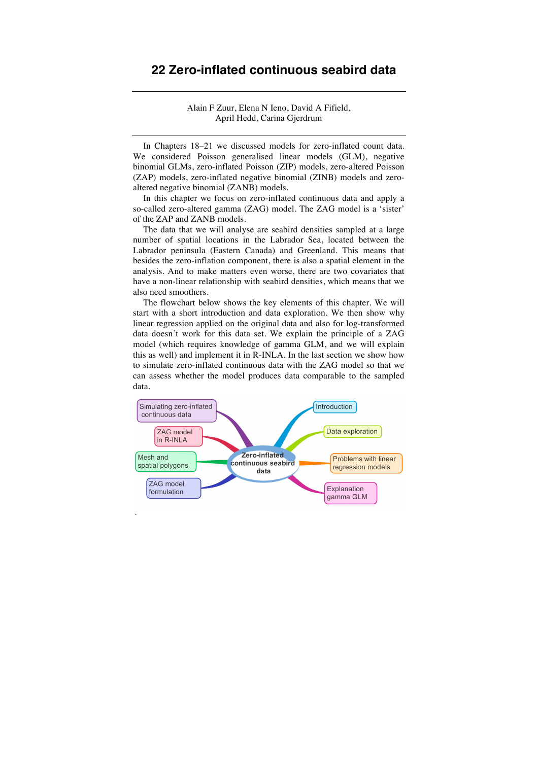# 22 Zero-inflated continuous seabird data

Alain F Zuur, Elena N Ieno, David A Fifield,
April Hedd, Carina Gjerdrum

In Chapters 18–21 we discussed models for zero-inflated count data. We considered Poisson generalised linear models (GLM), negative binomial GLMs, zero-inflated Poisson (ZIP) models, zero-altered Poisson (ZAP) models, zero-inflated negative binomial (ZINB) models and zero-altered negative binomial (ZANB) models.

In this chapter we focus on zero-inflated continuous data and apply a so-called zero-altered gamma (ZAG) model. The ZAG model is a 'sister' of the ZAP and ZANB models.

The data that we will analyse are seabird densities sampled at a large number of spatial locations in the Labrador Sea, located between the Labrador peninsula (Eastern Canada) and Greenland. This means that besides the zero-inflation component, there is also a spatial element in the analysis. And to make matters even worse, there are two covariates that have a non-linear relationship with seabird densities, which means that we also need smoothers.

The flowchart below shows the key elements of this chapter. We will start with a short introduction and data exploration. We then show why linear regression applied on the original data and also for log-transformed data doesn't work for this data set. We explain the principle of a ZAG model (which requires knowledge of gamma GLM, and we will explain this as well) and implement it in R-INLA. In the last section we show how to simulate zero-inflated continuous data with the ZAG model so that we can assess whether the model produces data comparable to the sampled data.

- Zero-inflated continuous seabird data
  - Introduction
  - Data exploration
  - Problems with linear regression models
  - Explanation gamma GLM
  - ZAG model formulation
  - Mesh and spatial polygons
  - ZAG model in R-INLA
  - Simulating zero-inflated continuous data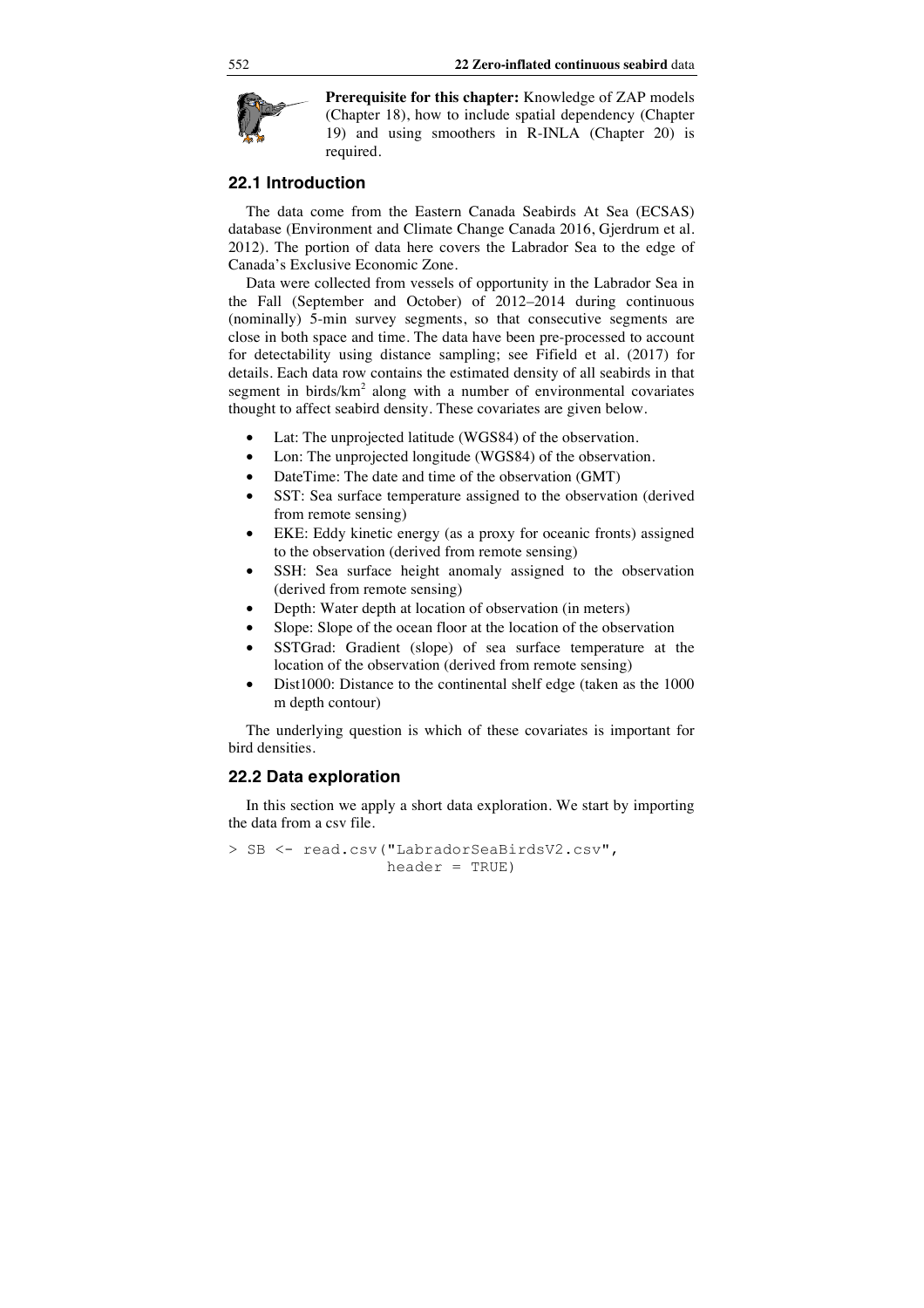**Prerequisite for this chapter:** Knowledge of ZAP models (Chapter 18), how to include spatial dependency (Chapter 19) and using smoothers in R-INLA (Chapter 20) is required.

## 22.1 Introduction

The data come from the Eastern Canada Seabirds At Sea (ECSAS) database (Environment and Climate Change Canada 2016, Gjerdrum et al. 2012). The portion of data here covers the Labrador Sea to the edge of Canada's Exclusive Economic Zone.

Data were collected from vessels of opportunity in the Labrador Sea in the Fall (September and October) of 2012–2014 during continuous (nominally) 5-min survey segments, so that consecutive segments are close in both space and time. The data have been pre-processed to account for detectability using distance sampling; see Fifield et al. (2017) for details. Each data row contains the estimated density of all seabirds in that segment in birds/km$^2$ along with a number of environmental covariates thought to affect seabird density. These covariates are given below.

- Lat: The unprojected latitude (WGS84) of the observation.
- Lon: The unprojected longitude (WGS84) of the observation.
- DateTime: The date and time of the observation (GMT)
- SST: Sea surface temperature assigned to the observation (derived from remote sensing)
- EKE: Eddy kinetic energy (as a proxy for oceanic fronts) assigned to the observation (derived from remote sensing)
- SSH: Sea surface height anomaly assigned to the observation (derived from remote sensing)
- Depth: Water depth at location of observation (in meters)
- Slope: Slope of the ocean floor at the location of the observation
- SSTGrad: Gradient (slope) of sea surface temperature at the location of the observation (derived from remote sensing)
- Dist1000: Distance to the continental shelf edge (taken as the 1000 m depth contour)

The underlying question is which of these covariates is important for bird densities.

## 22.2 Data exploration

In this section we apply a short data exploration. We start by importing the data from a csv file.

```
> SB <- read.csv("LabradorSeaBirdsV2.csv",
                 header = TRUE)
```